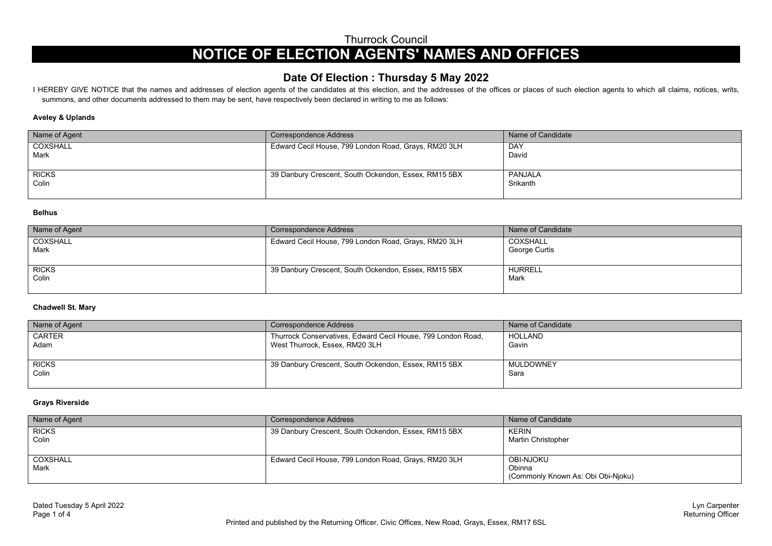# Thurrock Council

# NOTICE OF ELECTION AGENTS' NAMES AND OFFICES

## Date Of Election : Thursday 5 May 2022

I HEREBY GIVE NOTICE that the names and addresses of election agents of the candidates at this election, and the addresses of the offices or places of such election agents to which all claims, notices, writs, summons, and other documents addressed to them may be sent, have respectively been declared in writing to me as follows:

### Aveley & Uplands

| Name of Agent | Correspondence Address | Name of Candidate |
|---|---|---|
| COXSHALL Mark | Edward Cecil House, 799 London Road, Grays, RM20 3LH | DAY David |
| RICKS Colin | 39 Danbury Crescent, South Ockendon, Essex, RM15 5BX | PANJALA Srikanth |

### Belhus

| Name of Agent | Correspondence Address | Name of Candidate |
|---|---|---|
| COXSHALL Mark | Edward Cecil House, 799 London Road, Grays, RM20 3LH | COXSHALL George Curtis |
| RICKS Colin | 39 Danbury Crescent, South Ockendon, Essex, RM15 5BX | HURRELL Mark |

### Chadwell St. Mary

| Name of Agent | Correspondence Address | Name of Candidate |
|---|---|---|
| CARTER Adam | Thurrock Conservatives, Edward Cecil House, 799 London Road, West Thurrock, Essex, RM20 3LH | HOLLAND Gavin |
| RICKS Colin | 39 Danbury Crescent, South Ockendon, Essex, RM15 5BX | MULDOWNEY Sara |

### Grays Riverside

| Name of Agent | Correspondence Address | Name of Candidate |
|---|---|---|
| RICKS Colin | 39 Danbury Crescent, South Ockendon, Essex, RM15 5BX | KERIN Martin Christopher |
| COXSHALL Mark | Edward Cecil House, 799 London Road, Grays, RM20 3LH | OBI-NJOKU Obinna (Commonly Known As: Obi Obi-Njoku) |

Dated Tuesday 5 April 2022

Lyn Carpenter
Returning Officer

Printed and published by the Returning Officer, Civic Offices, New Road, Grays, Essex, RM17 6SL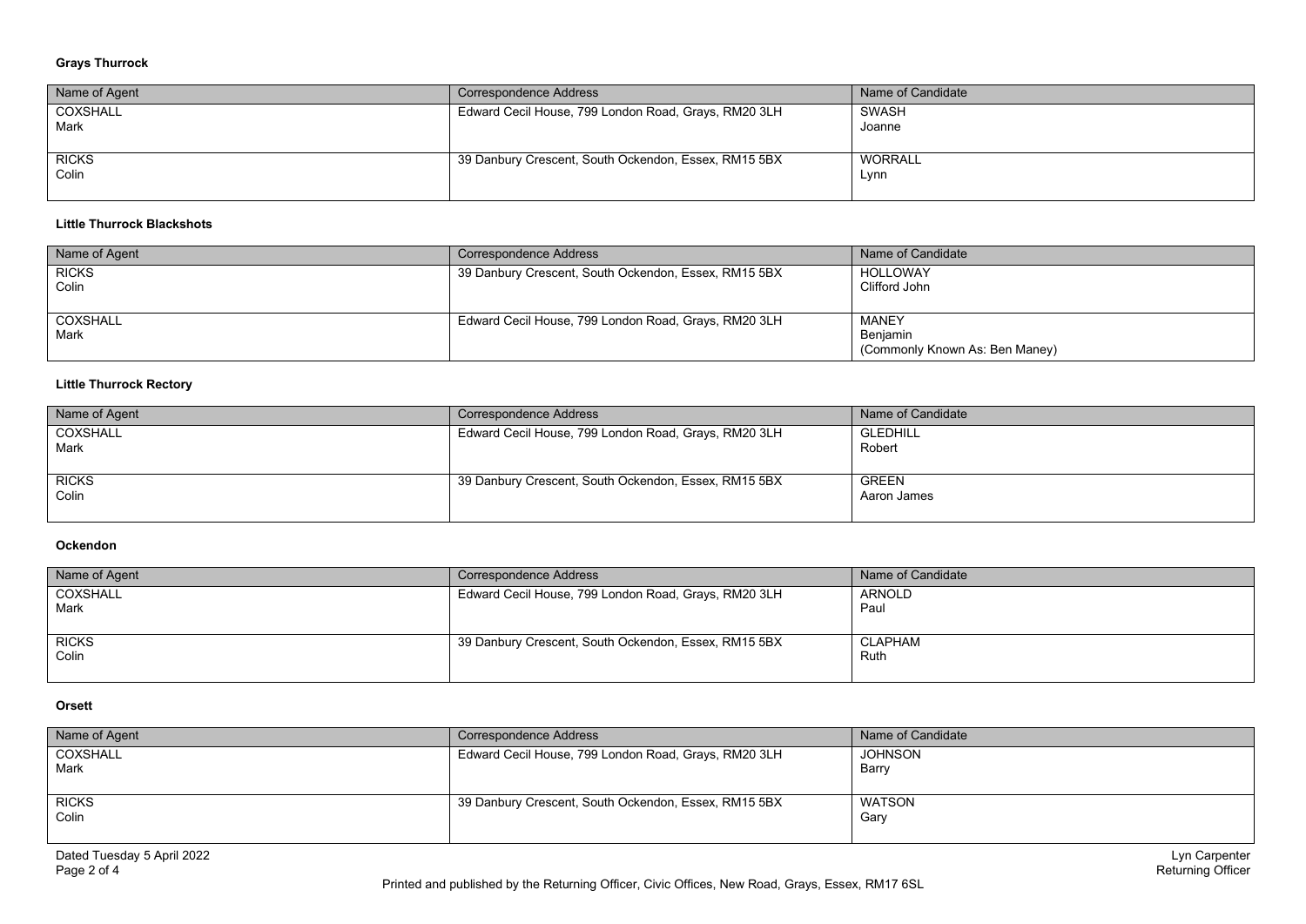### Grays Thurrock

| Name of Agent | Correspondence Address | Name of Candidate |
|---|---|---|
| COXSHALL<br>Mark | Edward Cecil House, 799 London Road, Grays, RM20 3LH | SWASH<br>Joanne |
| RICKS<br>Colin | 39 Danbury Crescent, South Ockendon, Essex, RM15 5BX | WORRALL<br>Lynn |

### Little Thurrock Blackshots

| Name of Agent | Correspondence Address | Name of Candidate |
|---|---|---|
| RICKS<br>Colin | 39 Danbury Crescent, South Ockendon, Essex, RM15 5BX | HOLLOWAY<br>Clifford John |
| COXSHALL<br>Mark | Edward Cecil House, 799 London Road, Grays, RM20 3LH | MANEY<br>Benjamin<br>(Commonly Known As: Ben Maney) |

### Little Thurrock Rectory

| Name of Agent | Correspondence Address | Name of Candidate |
|---|---|---|
| COXSHALL<br>Mark | Edward Cecil House, 799 London Road, Grays, RM20 3LH | GLEDHILL<br>Robert |
| RICKS<br>Colin | 39 Danbury Crescent, South Ockendon, Essex, RM15 5BX | GREEN<br>Aaron James |

### Ockendon

| Name of Agent | Correspondence Address | Name of Candidate |
|---|---|---|
| COXSHALL<br>Mark | Edward Cecil House, 799 London Road, Grays, RM20 3LH | ARNOLD<br>Paul |
| RICKS<br>Colin | 39 Danbury Crescent, South Ockendon, Essex, RM15 5BX | CLAPHAM<br>Ruth |

### Orsett

| Name of Agent | Correspondence Address | Name of Candidate |
|---|---|---|
| COXSHALL<br>Mark | Edward Cecil House, 799 London Road, Grays, RM20 3LH | JOHNSON<br>Barry |
| RICKS<br>Colin | 39 Danbury Crescent, South Ockendon, Essex, RM15 5BX | WATSON<br>Gary |

Dated Tuesday 5 April 2022

Lyn Carpenter
Returning Officer

Printed and published by the Returning Officer, Civic Offices, New Road, Grays, Essex, RM17 6SL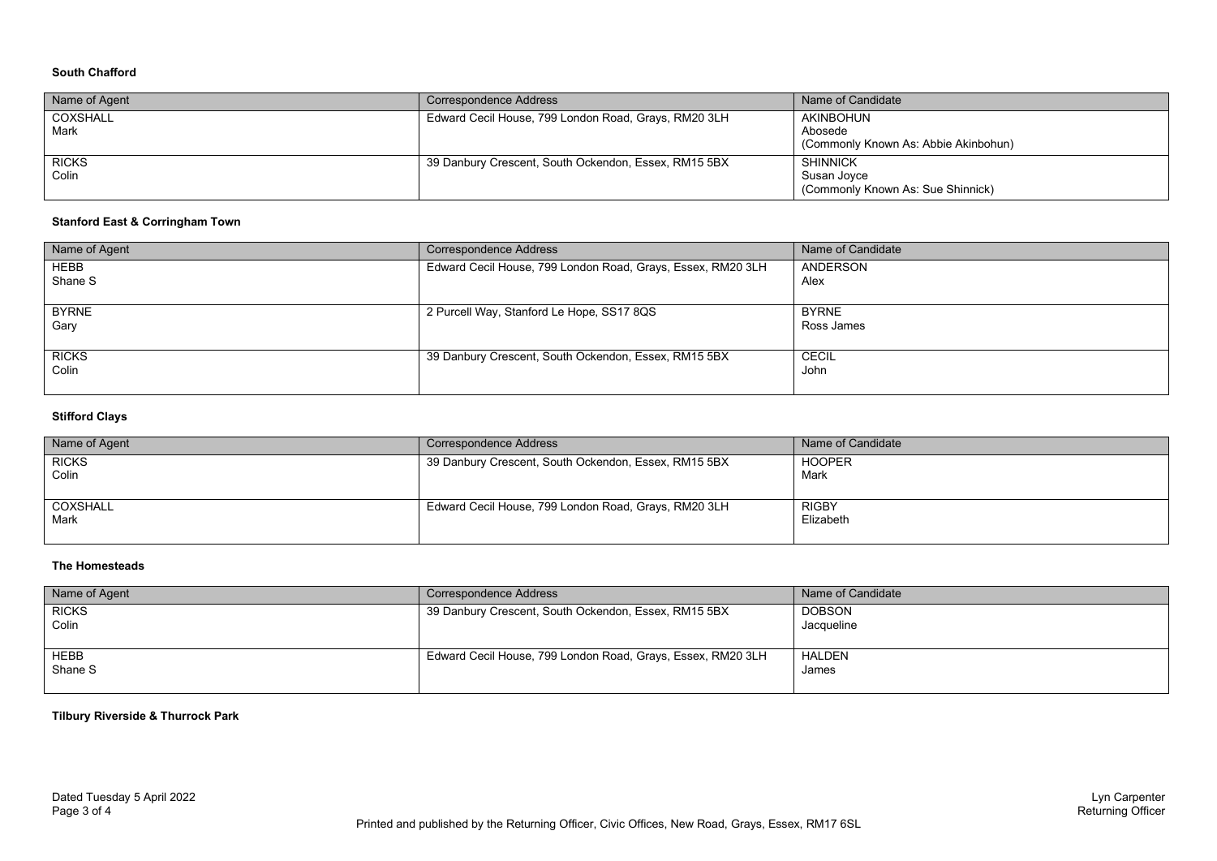**South Chafford**

| Name of Agent | Correspondence Address | Name of Candidate |
|---|---|---|
| COXSHALL Mark | Edward Cecil House, 799 London Road, Grays, RM20 3LH | AKINBOHUN Abosede (Commonly Known As: Abbie Akinbohun) |
| RICKS Colin | 39 Danbury Crescent, South Ockendon, Essex, RM15 5BX | SHINNICK Susan Joyce (Commonly Known As: Sue Shinnick) |

**Stanford East & Corringham Town**

| Name of Agent | Correspondence Address | Name of Candidate |
|---|---|---|
| HEBB Shane S | Edward Cecil House, 799 London Road, Grays, Essex, RM20 3LH | ANDERSON Alex |
| BYRNE Gary | 2 Purcell Way, Stanford Le Hope, SS17 8QS | BYRNE Ross James |
| RICKS Colin | 39 Danbury Crescent, South Ockendon, Essex, RM15 5BX | CECIL John |

**Stifford Clays**

| Name of Agent | Correspondence Address | Name of Candidate |
|---|---|---|
| RICKS Colin | 39 Danbury Crescent, South Ockendon, Essex, RM15 5BX | HOOPER Mark |
| COXSHALL Mark | Edward Cecil House, 799 London Road, Grays, RM20 3LH | RIGBY Elizabeth |

**The Homesteads**

| Name of Agent | Correspondence Address | Name of Candidate |
|---|---|---|
| RICKS Colin | 39 Danbury Crescent, South Ockendon, Essex, RM15 5BX | DOBSON Jacqueline |
| HEBB Shane S | Edward Cecil House, 799 London Road, Grays, Essex, RM20 3LH | HALDEN James |

**Tilbury Riverside & Thurrock Park**

Dated Tuesday 5 April 2022

Lyn Carpenter
Returning Officer

Printed and published by the Returning Officer, Civic Offices, New Road, Grays, Essex, RM17 6SL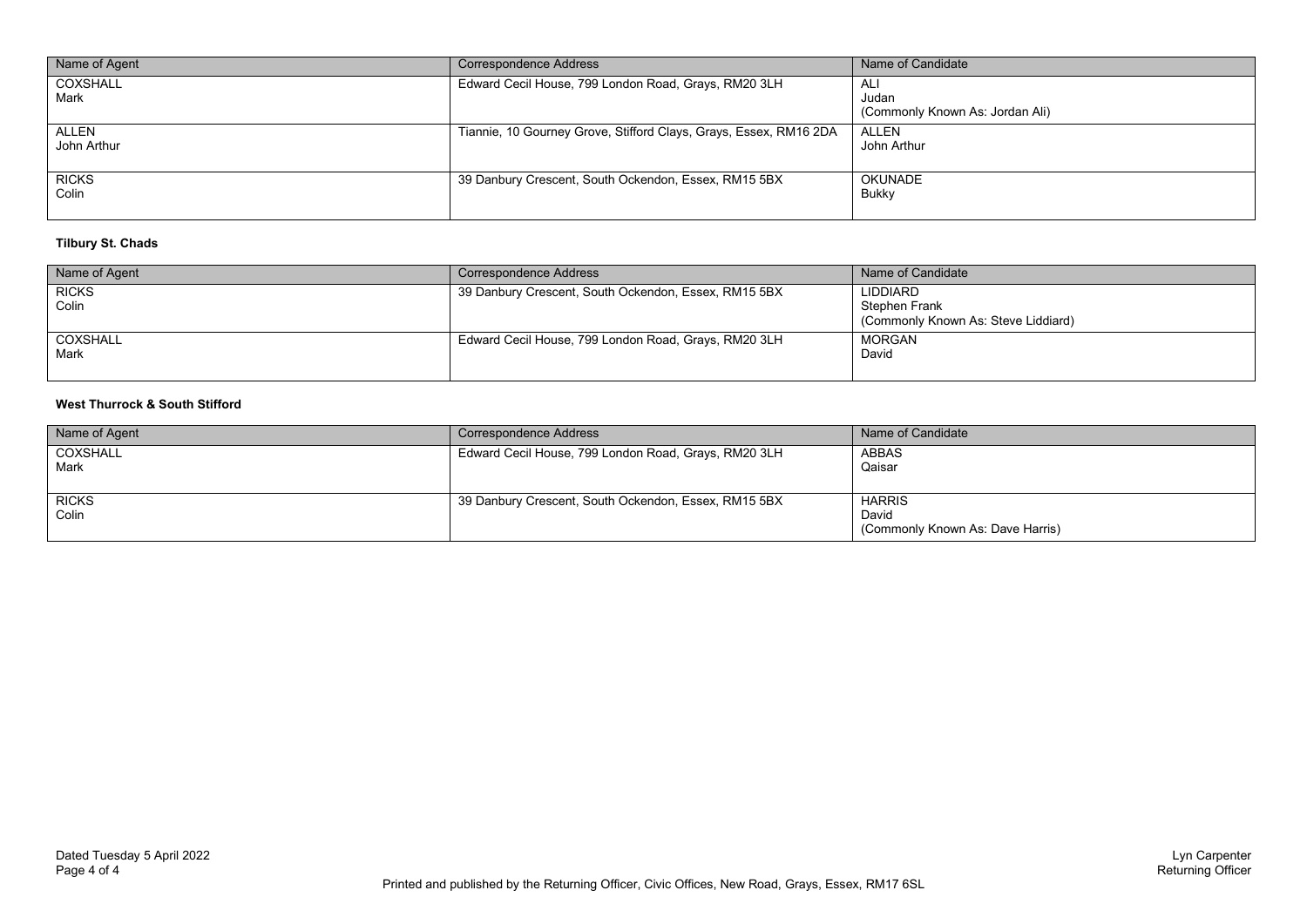| Name of Agent | Correspondence Address | Name of Candidate |
|---|---|---|
| COXSHALL Mark | Edward Cecil House, 799 London Road, Grays, RM20 3LH | ALI Judan (Commonly Known As: Jordan Ali) |
| ALLEN John Arthur | Tiannie, 10 Gourney Grove, Stifford Clays, Grays, Essex, RM16 2DA | ALLEN John Arthur |
| RICKS Colin | 39 Danbury Crescent, South Ockendon, Essex, RM15 5BX | OKUNADE Bukky |

**Tilbury St. Chads**

| Name of Agent | Correspondence Address | Name of Candidate |
|---|---|---|
| RICKS Colin | 39 Danbury Crescent, South Ockendon, Essex, RM15 5BX | LIDDIARD Stephen Frank (Commonly Known As: Steve Liddiard) |
| COXSHALL Mark | Edward Cecil House, 799 London Road, Grays, RM20 3LH | MORGAN David |

**West Thurrock & South Stifford**

| Name of Agent | Correspondence Address | Name of Candidate |
|---|---|---|
| COXSHALL Mark | Edward Cecil House, 799 London Road, Grays, RM20 3LH | ABBAS Qaisar |
| RICKS Colin | 39 Danbury Crescent, South Ockendon, Essex, RM15 5BX | HARRIS David (Commonly Known As: Dave Harris) |

Dated Tuesday 5 April 2022

Lyn Carpenter
Returning Officer

Printed and published by the Returning Officer, Civic Offices, New Road, Grays, Essex, RM17 6SL